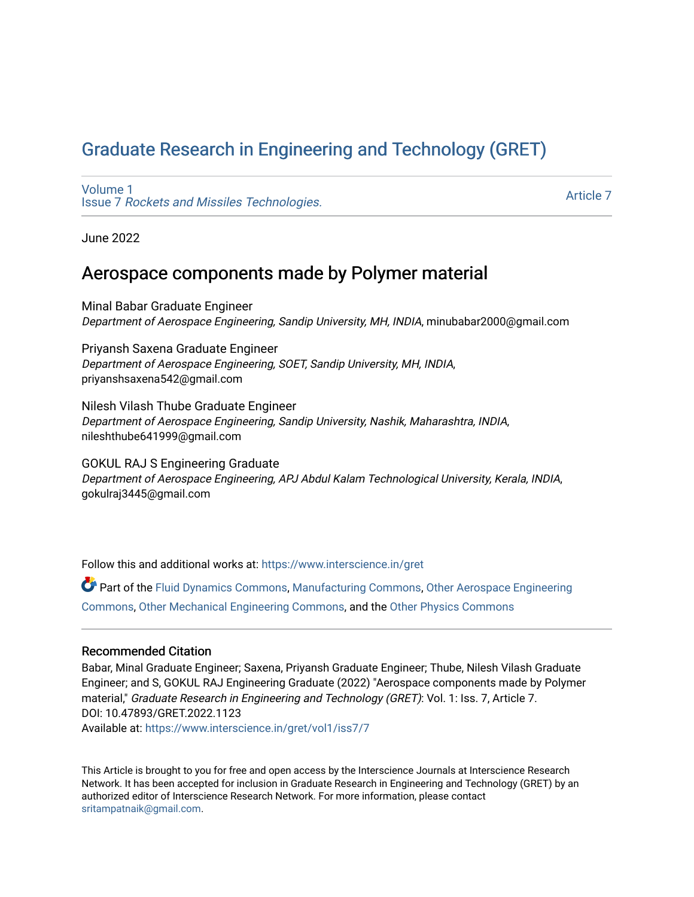# Graduate Research in Engineering and Technology (GRET)

Volume 1
Issue 7 *Rockets and Missiles Technologies.*

Article 7

June 2022

## Aerospace components made by Polymer material

Minal Babar Graduate Engineer
*Department of Aerospace Engineering, Sandip University, MH, INDIA*, minubabar2000@gmail.com

Priyansh Saxena Graduate Engineer
*Department of Aerospace Engineering, SOET, Sandip University, MH, INDIA*, priyanshsaxena542@gmail.com

Nilesh Vilash Thube Graduate Engineer
*Department of Aerospace Engineering, Sandip University, Nashik, Maharashtra, INDIA*, nileshthube641999@gmail.com

GOKUL RAJ S Engineering Graduate
*Department of Aerospace Engineering, APJ Abdul Kalam Technological University, Kerala, INDIA*, gokulraj3445@gmail.com

Follow this and additional works at: https://www.interscience.in/gret

Part of the Fluid Dynamics Commons, Manufacturing Commons, Other Aerospace Engineering Commons, Other Mechanical Engineering Commons, and the Other Physics Commons

### Recommended Citation

Babar, Minal Graduate Engineer; Saxena, Priyansh Graduate Engineer; Thube, Nilesh Vilash Graduate Engineer; and S, GOKUL RAJ Engineering Graduate (2022) "Aerospace components made by Polymer material," *Graduate Research in Engineering and Technology (GRET)*: Vol. 1: Iss. 7, Article 7.
DOI: 10.47893/GRET.2022.1123
Available at: https://www.interscience.in/gret/vol1/iss7/7

This Article is brought to you for free and open access by the Interscience Journals at Interscience Research Network. It has been accepted for inclusion in Graduate Research in Engineering and Technology (GRET) by an authorized editor of Interscience Research Network. For more information, please contact sritampatnaik@gmail.com.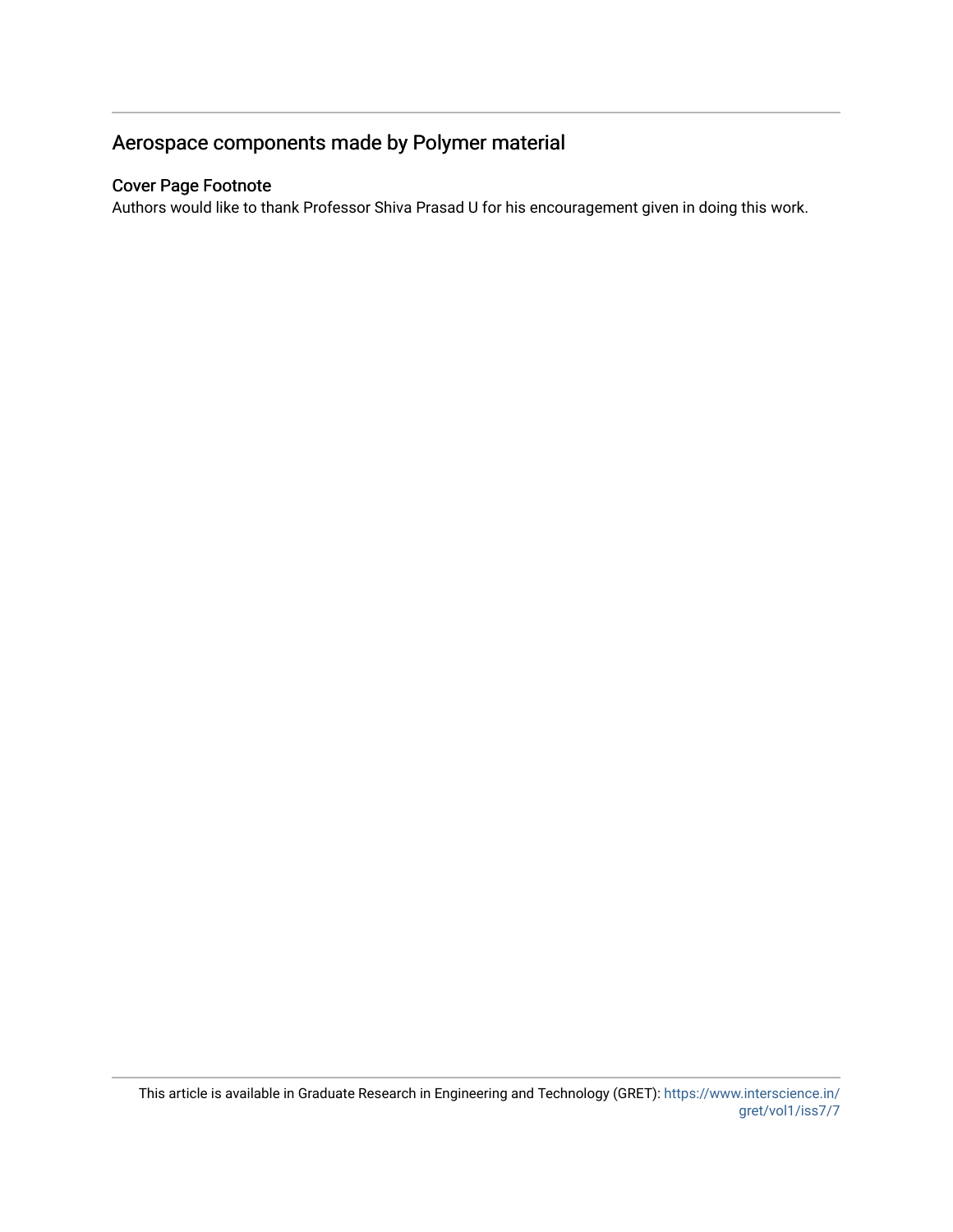## Aerospace components made by Polymer material

### Cover Page Footnote

Authors would like to thank Professor Shiva Prasad U for his encouragement given in doing this work.

This article is available in Graduate Research in Engineering and Technology (GRET): https://www.interscience.in/gret/vol1/iss7/7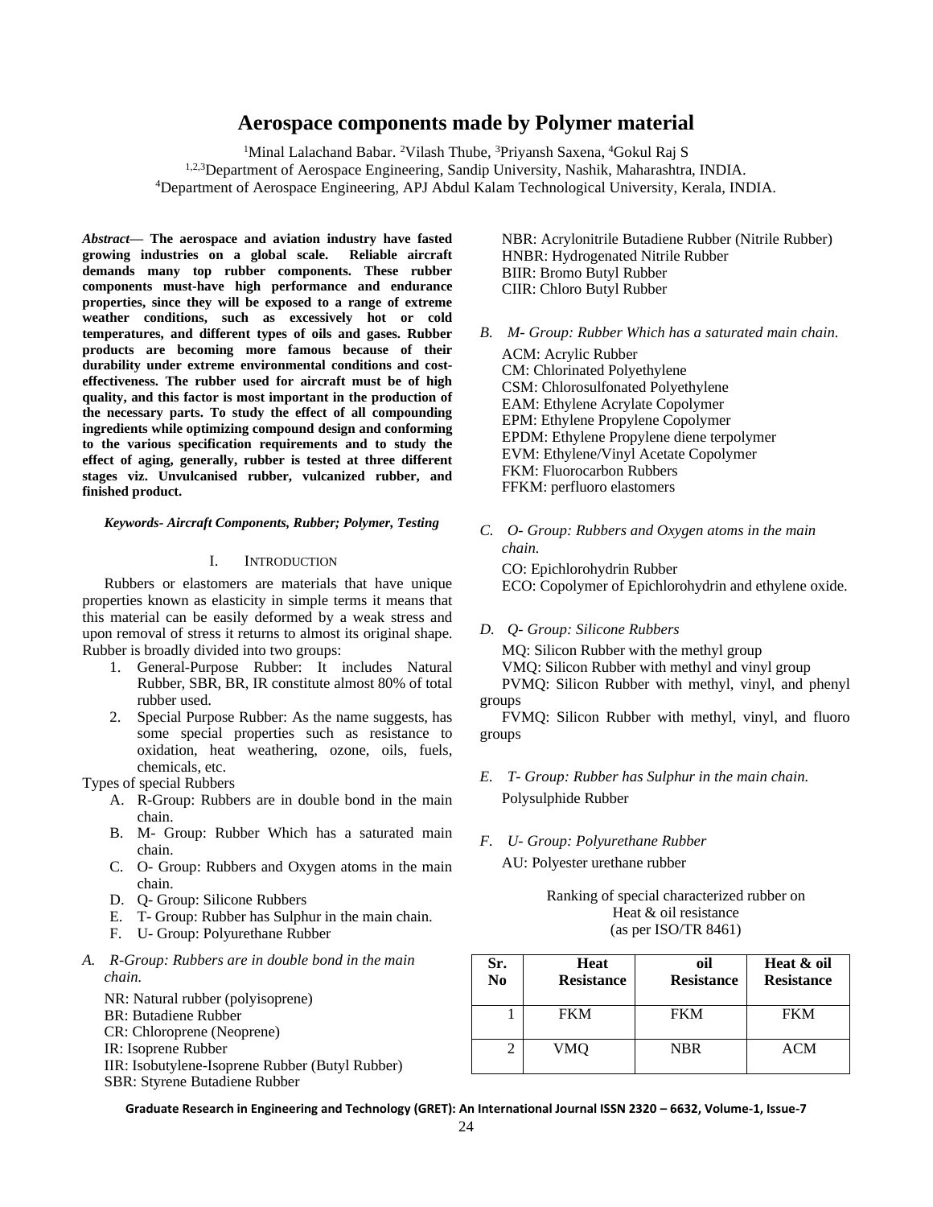# Aerospace components made by Polymer material

[1]Minal Lalachand Babar. [2]Vilash Thube, [3]Priyansh Saxena, [4]Gokul Raj S

[1,2,3]Department of Aerospace Engineering, Sandip University, Nashik, Maharashtra, INDIA.

[4]Department of Aerospace Engineering, APJ Abdul Kalam Technological University, Kerala, INDIA.

***Abstract*— The aerospace and aviation industry have fasted growing industries on a global scale. Reliable aircraft demands many top rubber components. These rubber components must-have high performance and endurance properties, since they will be exposed to a range of extreme weather conditions, such as excessively hot or cold temperatures, and different types of oils and gases. Rubber products are becoming more famous because of their durability under extreme environmental conditions and cost-effectiveness. The rubber used for aircraft must be of high quality, and this factor is most important in the production of the necessary parts. To study the effect of all compounding ingredients while optimizing compound design and conforming to the various specification requirements and to study the effect of aging, generally, rubber is tested at three different stages viz. Unvulcanised rubber, vulcanized rubber, and finished product.**

***Keywords- Aircraft Components, Rubber; Polymer, Testing***

## I. Introduction

Rubbers or elastomers are materials that have unique properties known as elasticity in simple terms it means that this material can be easily deformed by a weak stress and upon removal of stress it returns to almost its original shape. Rubber is broadly divided into two groups:

1. General-Purpose Rubber: It includes Natural Rubber, SBR, BR, IR constitute almost 80% of total rubber used.
2. Special Purpose Rubber: As the name suggests, has some special properties such as resistance to oxidation, heat weathering, ozone, oils, fuels, chemicals, etc.

Types of special Rubbers

A. R-Group: Rubbers are in double bond in the main chain.
B. M- Group: Rubber Which has a saturated main chain.
C. O- Group: Rubbers and Oxygen atoms in the main chain.
D. Q- Group: Silicone Rubbers
E. T- Group: Rubber has Sulphur in the main chain.
F. U- Group: Polyurethane Rubber

### *A. R-Group: Rubbers are in double bond in the main chain.*

NR: Natural rubber (polyisoprene)
BR: Butadiene Rubber
CR: Chloroprene (Neoprene)
IR: Isoprene Rubber
IIR: Isobutylene-Isoprene Rubber (Butyl Rubber)
SBR: Styrene Butadiene Rubber
NBR: Acrylonitrile Butadiene Rubber (Nitrile Rubber)
HNBR: Hydrogenated Nitrile Rubber
BIIR: Bromo Butyl Rubber
CIIR: Chloro Butyl Rubber

### *B. M- Group: Rubber Which has a saturated main chain.*

ACM: Acrylic Rubber
CM: Chlorinated Polyethylene
CSM: Chlorosulfonated Polyethylene
EAM: Ethylene Acrylate Copolymer
EPM: Ethylene Propylene Copolymer
EPDM: Ethylene Propylene diene terpolymer
EVM: Ethylene/Vinyl Acetate Copolymer
FKM: Fluorocarbon Rubbers
FFKM: perfluoro elastomers

### *C. O- Group: Rubbers and Oxygen atoms in the main chain.*

CO: Epichlorohydrin Rubber
ECO: Copolymer of Epichlorohydrin and ethylene oxide.

### *D. Q- Group: Silicone Rubbers*

MQ: Silicon Rubber with the methyl group
VMQ: Silicon Rubber with methyl and vinyl group
PVMQ: Silicon Rubber with methyl, vinyl, and phenyl groups
FVMQ: Silicon Rubber with methyl, vinyl, and fluoro groups

### *E. T- Group: Rubber has Sulphur in the main chain.*

Polysulphide Rubber

### *F. U- Group: Polyurethane Rubber*

AU: Polyester urethane rubber

Ranking of special characterized rubber on Heat & oil resistance (as per ISO/TR 8461)

| Sr. No | Heat Resistance | oil Resistance | Heat & oil Resistance |
|---|---|---|---|
| 1 | FKM | FKM | FKM |
| 2 | VMQ | NBR | ACM |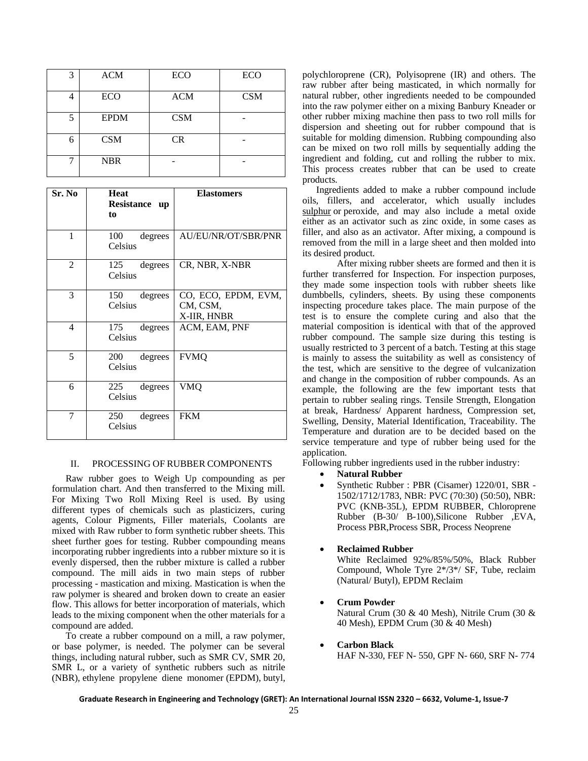| 3 | ACM | ECO | ECO |
|---|---|---|---|
| 4 | ECO | ACM | CSM |
| 5 | EPDM | CSM | - |
| 6 | CSM | CR | - |
| 7 | NBR | - | - |

| Sr. No | Heat Resistance up to | Elastomers |
|---|---|---|
| 1 | 100 degrees Celsius | AU/EU/NR/OT/SBR/PNR |
| 2 | 125 degrees Celsius | CR, NBR, X-NBR |
| 3 | 150 degrees Celsius | CO, ECO, EPDM, EVM, CM, CSM, X-IIR, HNBR |
| 4 | 175 degrees Celsius | ACM, EAM, PNF |
| 5 | 200 degrees Celsius | FVMQ |
| 6 | 225 degrees Celsius | VMQ |
| 7 | 250 degrees Celsius | FKM |

## II. PROCESSING OF RUBBER COMPONENTS

Raw rubber goes to Weigh Up compounding as per formulation chart. And then transferred to the Mixing mill. For Mixing Two Roll Mixing Reel is used. By using different types of chemicals such as plasticizers, curing agents, Colour Pigments, Filler materials, Coolants are mixed with Raw rubber to form synthetic rubber sheets. This sheet further goes for testing. Rubber compounding means incorporating rubber ingredients into a rubber mixture so it is evenly dispersed, then the rubber mixture is called a rubber compound. The mill aids in two main steps of rubber processing - mastication and mixing. Mastication is when the raw polymer is sheared and broken down to create an easier flow. This allows for better incorporation of materials, which leads to the mixing component when the other materials for a compound are added.

To create a rubber compound on a mill, a raw polymer, or base polymer, is needed. The polymer can be several things, including natural rubber, such as SMR CV, SMR 20, SMR L, or a variety of synthetic rubbers such as nitrile (NBR), ethylene propylene diene monomer (EPDM), butyl, polychloroprene (CR), Polyisoprene (IR) and others. The raw rubber after being masticated, in which normally for natural rubber, other ingredients needed to be compounded into the raw polymer either on a mixing Banbury Kneader or other rubber mixing machine then pass to two roll mills for dispersion and sheeting out for rubber compound that is suitable for molding dimension. Rubbing compounding also can be mixed on two roll mills by sequentially adding the ingredient and folding, cut and rolling the rubber to mix. This process creates rubber that can be used to create products.

Ingredients added to make a rubber compound include oils, fillers, and accelerator, which usually includes sulphur or peroxide, and may also include a metal oxide either as an activator such as zinc oxide, in some cases as filler, and also as an activator. After mixing, a compound is removed from the mill in a large sheet and then molded into its desired product.

After mixing rubber sheets are formed and then it is further transferred for Inspection. For inspection purposes, they made some inspection tools with rubber sheets like dumbbells, cylinders, sheets. By using these components inspecting procedure takes place. The main purpose of the test is to ensure the complete curing and also that the material composition is identical with that of the approved rubber compound. The sample size during this testing is usually restricted to 3 percent of a batch. Testing at this stage is mainly to assess the suitability as well as consistency of the test, which are sensitive to the degree of vulcanization and change in the composition of rubber compounds. As an example, the following are the few important tests that pertain to rubber sealing rings. Tensile Strength, Elongation at break, Hardness/ Apparent hardness, Compression set, Swelling, Density, Material Identification, Traceability. The Temperature and duration are to be decided based on the service temperature and type of rubber being used for the application.

Following rubber ingredients used in the rubber industry:

- **Natural Rubber**
- Synthetic Rubber : PBR (Cisamer) 1220/01, SBR - 1502/1712/1783, NBR: PVC (70:30) (50:50), NBR: PVC (KNB-35L), EPDM RUBBER, Chloroprene Rubber (B-30/ B-100),Silicone Rubber ,EVA, Process PBR,Process SBR, Process Neoprene
- **Reclaimed Rubber**
  White Reclaimed 92%/85%/50%, Black Rubber Compound, Whole Tyre 2*/3*/ SF, Tube, reclaim (Natural/ Butyl), EPDM Reclaim
- **Crum Powder**
  Natural Crum (30 & 40 Mesh), Nitrile Crum (30 & 40 Mesh), EPDM Crum (30 & 40 Mesh)
- **Carbon Black**
  HAF N-330, FEF N- 550, GPF N- 660, SRF N- 774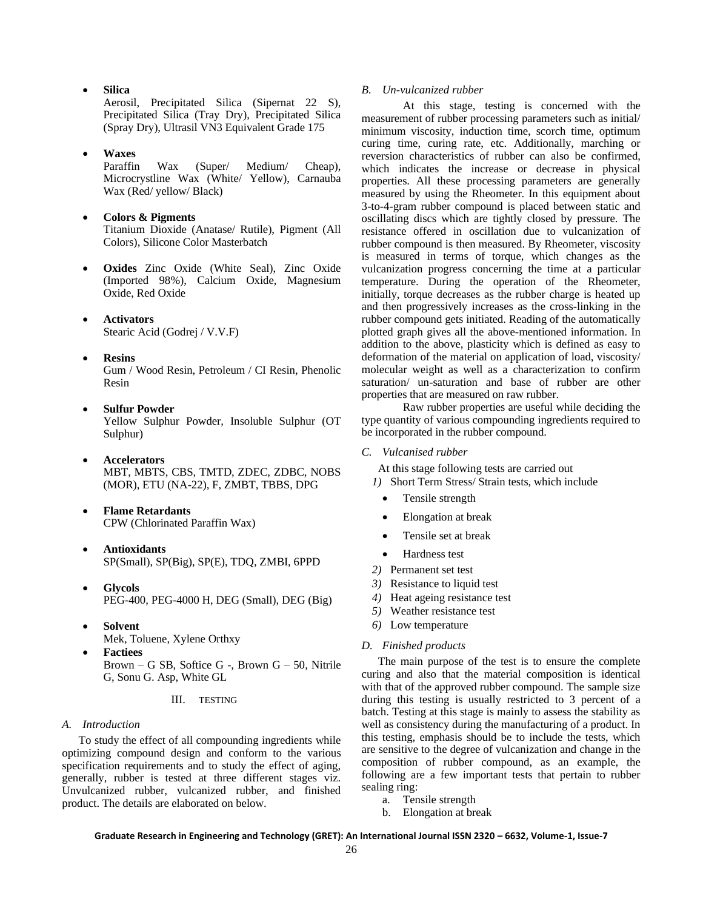- **Silica**
  Aerosil, Precipitated Silica (Sipernat 22 S), Precipitated Silica (Tray Dry), Precipitated Silica (Spray Dry), Ultrasil VN3 Equivalent Grade 175

- **Waxes**
  Paraffin Wax (Super/ Medium/ Cheap), Microcrystline Wax (White/ Yellow), Carnauba Wax (Red/ yellow/ Black)

- **Colors & Pigments**
  Titanium Dioxide (Anatase/ Rutile), Pigment (All Colors), Silicone Color Masterbatch

- **Oxides** Zinc Oxide (White Seal), Zinc Oxide (Imported 98%), Calcium Oxide, Magnesium Oxide, Red Oxide

- **Activators**
  Stearic Acid (Godrej / V.V.F)

- **Resins**
  Gum / Wood Resin, Petroleum / CI Resin, Phenolic Resin

- **Sulfur Powder**
  Yellow Sulphur Powder, Insoluble Sulphur (OT Sulphur)

- **Accelerators**
  MBT, MBTS, CBS, TMTD, ZDEC, ZDBC, NOBS (MOR), ETU (NA-22), F, ZMBT, TBBS, DPG

- **Flame Retardants**
  CPW (Chlorinated Paraffin Wax)

- **Antioxidants**
  SP(Small), SP(Big), SP(E), TDQ, ZMBI, 6PPD

- **Glycols**
  PEG-400, PEG-4000 H, DEG (Small), DEG (Big)

- **Solvent**
  Mek, Toluene, Xylene Orthxy

- **Factiees**
  Brown – G SB, Softice G -, Brown G – 50, Nitrile G, Sonu G. Asp, White GL

## III. TESTING

### *A. Introduction*

To study the effect of all compounding ingredients while optimizing compound design and conform to the various specification requirements and to study the effect of aging, generally, rubber is tested at three different stages viz. Unvulcanized rubber, vulcanized rubber, and finished product. The details are elaborated on below.

### *B. Un-vulcanized rubber*

At this stage, testing is concerned with the measurement of rubber processing parameters such as initial/ minimum viscosity, induction time, scorch time, optimum curing time, curing rate, etc. Additionally, marching or reversion characteristics of rubber can also be confirmed, which indicates the increase or decrease in physical properties. All these processing parameters are generally measured by using the Rheometer. In this equipment about 3-to-4-gram rubber compound is placed between static and oscillating discs which are tightly closed by pressure. The resistance offered in oscillation due to vulcanization of rubber compound is then measured. By Rheometer, viscosity is measured in terms of torque, which changes as the vulcanization progress concerning the time at a particular temperature. During the operation of the Rheometer, initially, torque decreases as the rubber charge is heated up and then progressively increases as the cross-linking in the rubber compound gets initiated. Reading of the automatically plotted graph gives all the above-mentioned information. In addition to the above, plasticity which is defined as easy to deformation of the material on application of load, viscosity/ molecular weight as well as a characterization to confirm saturation/ un-saturation and base of rubber are other properties that are measured on raw rubber.

Raw rubber properties are useful while deciding the type quantity of various compounding ingredients required to be incorporated in the rubber compound.

### *C. Vulcanised rubber*

At this stage following tests are carried out

1) Short Term Stress/ Strain tests, which include
   - Tensile strength
   - Elongation at break
   - Tensile set at break
   - Hardness test
2) Permanent set test
3) Resistance to liquid test
4) Heat ageing resistance test
5) Weather resistance test
6) Low temperature

### *D. Finished products*

The main purpose of the test is to ensure the complete curing and also that the material composition is identical with that of the approved rubber compound. The sample size during this testing is usually restricted to 3 percent of a batch. Testing at this stage is mainly to assess the stability as well as consistency during the manufacturing of a product. In this testing, emphasis should be to include the tests, which are sensitive to the degree of vulcanization and change in the composition of rubber compound, as an example, the following are a few important tests that pertain to rubber sealing ring:

a. Tensile strength
b. Elongation at break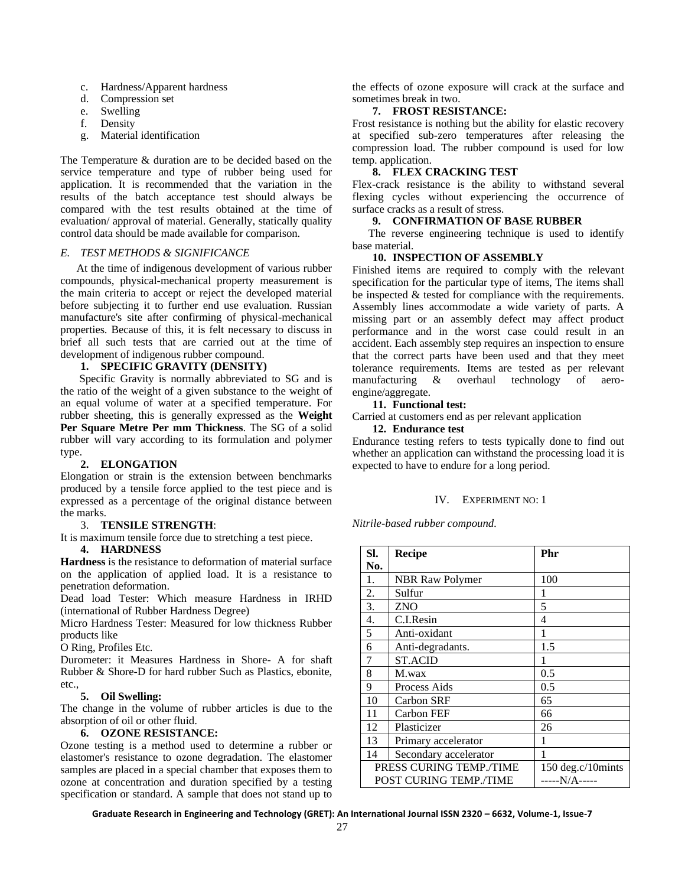c. Hardness/Apparent hardness
d. Compression set
e. Swelling
f. Density
g. Material identification

The Temperature & duration are to be decided based on the service temperature and type of rubber being used for application. It is recommended that the variation in the results of the batch acceptance test should always be compared with the test results obtained at the time of evaluation/ approval of material. Generally, statically quality control data should be made available for comparison.

### *E. Test Methods & Significance*

At the time of indigenous development of various rubber compounds, physical-mechanical property measurement is the main criteria to accept or reject the developed material before subjecting it to further end use evaluation. Russian manufacture's site after confirming of physical-mechanical properties. Because of this, it is felt necessary to discuss in brief all such tests that are carried out at the time of development of indigenous rubber compound.

**1. SPECIFIC GRAVITY (DENSITY)**

Specific Gravity is normally abbreviated to SG and is the ratio of the weight of a given substance to the weight of an equal volume of water at a specified temperature. For rubber sheeting, this is generally expressed as the **Weight Per Square Metre Per mm Thickness**. The SG of a solid rubber will vary according to its formulation and polymer type.

**2. ELONGATION**

Elongation or strain is the extension between benchmarks produced by a tensile force applied to the test piece and is expressed as a percentage of the original distance between the marks.

3. **TENSILE STRENGTH**:

It is maximum tensile force due to stretching a test piece.

**4. HARDNESS**

**Hardness** is the resistance to deformation of material surface on the application of applied load. It is a resistance to penetration deformation.

Dead load Tester: Which measure Hardness in IRHD (international of Rubber Hardness Degree)

Micro Hardness Tester: Measured for low thickness Rubber products like

O Ring, Profiles Etc.

Durometer: it Measures Hardness in Shore- A for shaft Rubber & Shore-D for hard rubber Such as Plastics, ebonite, etc.,

**5. Oil Swelling:**

The change in the volume of rubber articles is due to the absorption of oil or other fluid.

**6. OZONE RESISTANCE:**

Ozone testing is a method used to determine a rubber or elastomer's resistance to ozone degradation. The elastomer samples are placed in a special chamber that exposes them to ozone at concentration and duration specified by a testing specification or standard. A sample that does not stand up to the effects of ozone exposure will crack at the surface and sometimes break in two.

**7. FROST RESISTANCE:**

Frost resistance is nothing but the ability for elastic recovery at specified sub-zero temperatures after releasing the compression load. The rubber compound is used for low temp. application.

**8. FLEX CRACKING TEST**

Flex-crack resistance is the ability to withstand several flexing cycles without experiencing the occurrence of surface cracks as a result of stress.

**9. CONFIRMATION OF BASE RUBBER**

The reverse engineering technique is used to identify base material.

**10. INSPECTION OF ASSEMBLY**

Finished items are required to comply with the relevant specification for the particular type of items, The items shall be inspected & tested for compliance with the requirements. Assembly lines accommodate a wide variety of parts. A missing part or an assembly defect may affect product performance and in the worst case could result in an accident. Each assembly step requires an inspection to ensure that the correct parts have been used and that they meet tolerance requirements. Items are tested as per relevant manufacturing & overhaul technology of aero-engine/aggregate.

**11. Functional test:**

Carried at customers end as per relevant application

**12. Endurance test**

Endurance testing refers to tests typically done to find out whether an application can withstand the processing load it is expected to have to endure for a long period.

## IV. Experiment No: 1

*Nitrile-based rubber compound.*

| Sl. No. | Recipe | Phr |
|---|---|---|
| 1. | NBR Raw Polymer | 100 |
| 2. | Sulfur | 1 |
| 3. | ZNO | 5 |
| 4. | C.I.Resin | 4 |
| 5 | Anti-oxidant | 1 |
| 6 | Anti-degradants. | 1.5 |
| 7 | ST.ACID | 1 |
| 8 | M.wax | 0.5 |
| 9 | Process Aids | 0.5 |
| 10 | Carbon SRF | 65 |
| 11 | Carbon FEF | 66 |
| 12 | Plasticizer | 26 |
| 13 | Primary accelerator | 1 |
| 14 | Secondary accelerator | 1 |
| PRESS CURING TEMP./TIME | | 150 deg.c/10mints |
| POST CURING TEMP./TIME | | -----N/A----- |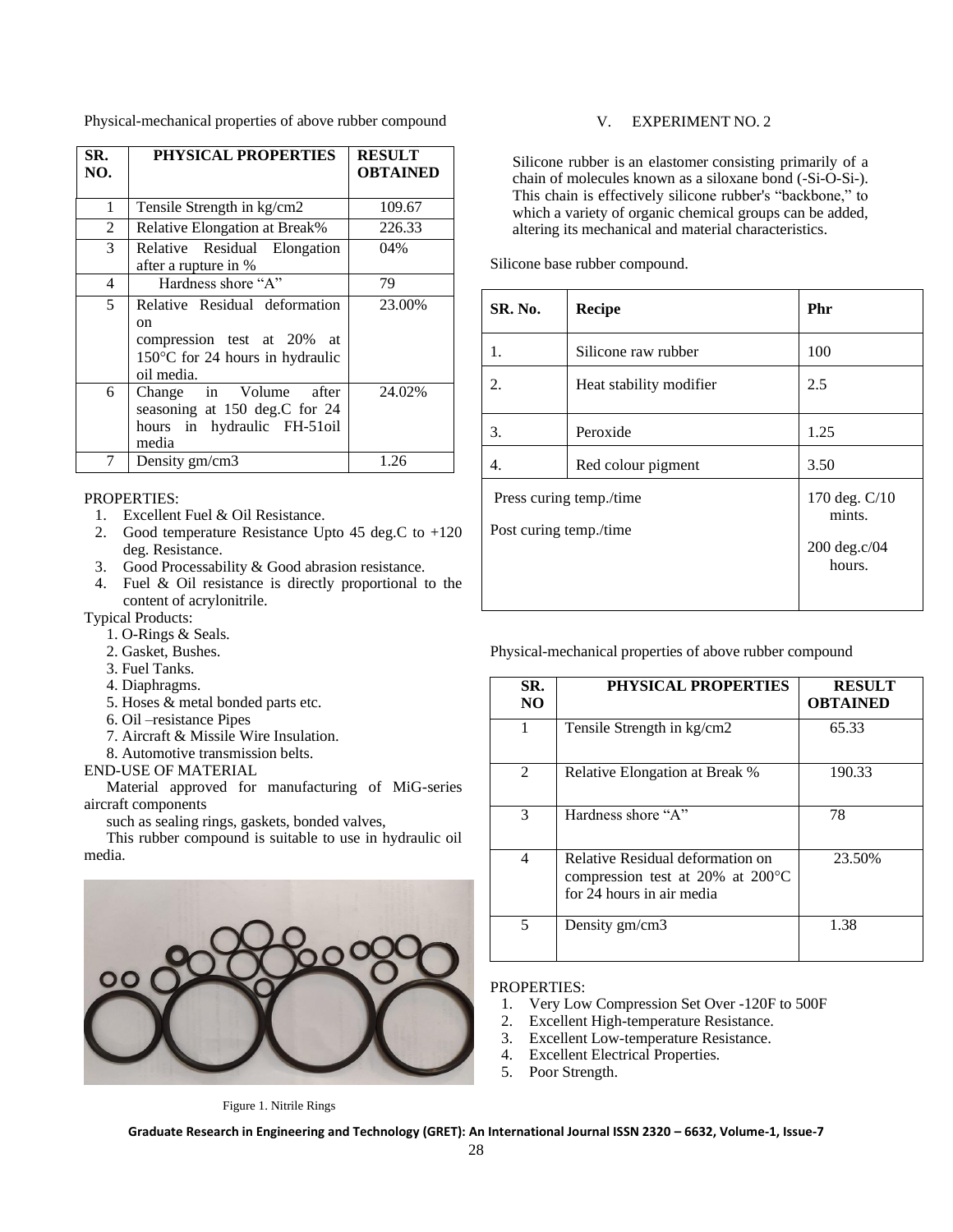Physical-mechanical properties of above rubber compound

| SR. NO. | PHYSICAL PROPERTIES | RESULT OBTAINED |
|---|---|---|
| 1 | Tensile Strength in kg/cm2 | 109.67 |
| 2 | Relative Elongation at Break% | 226.33 |
| 3 | Relative Residual Elongation after a rupture in % | 04% |
| 4 | Hardness shore "A" | 79 |
| 5 | Relative Residual deformation on compression test at 20% at 150°C for 24 hours in hydraulic oil media. | 23.00% |
| 6 | Change in Volume after seasoning at 150 deg.C for 24 hours in hydraulic FH-51oil media | 24.02% |
| 7 | Density gm/cm3 | 1.26 |

PROPERTIES:

1. Excellent Fuel & Oil Resistance.
2. Good temperature Resistance Upto 45 deg.C to +120 deg. Resistance.
3. Good Processability & Good abrasion resistance.
4. Fuel & Oil resistance is directly proportional to the content of acrylonitrile.

Typical Products:

1. O-Rings & Seals.
2. Gasket, Bushes.
3. Fuel Tanks.
4. Diaphragms.
5. Hoses & metal bonded parts etc.
6. Oil –resistance Pipes
7. Aircraft & Missile Wire Insulation.
8. Automotive transmission belts.

END-USE OF MATERIAL

Material approved for manufacturing of MiG-series aircraft components

such as sealing rings, gaskets, bonded valves,

This rubber compound is suitable to use in hydraulic oil media.

Figure 1. Nitrile Rings

## V. EXPERIMENT NO. 2

Silicone rubber is an elastomer consisting primarily of a chain of molecules known as a siloxane bond (-Si-O-Si-). This chain is effectively silicone rubber's "backbone," to which a variety of organic chemical groups can be added, altering its mechanical and material characteristics.

Silicone base rubber compound.

| SR. No. | Recipe | Phr |
|---|---|---|
| 1. | Silicone raw rubber | 100 |
| 2. | Heat stability modifier | 2.5 |
| 3. | Peroxide | 1.25 |
| 4. | Red colour pigment | 3.50 |
| Press curing temp./time | | 170 deg. C/10 mints. |
| Post curing temp./time | | 200 deg.c/04 hours. |

Physical-mechanical properties of above rubber compound

| SR. NO | PHYSICAL PROPERTIES | RESULT OBTAINED |
|---|---|---|
| 1 | Tensile Strength in kg/cm2 | 65.33 |
| 2 | Relative Elongation at Break % | 190.33 |
| 3 | Hardness shore "A" | 78 |
| 4 | Relative Residual deformation on compression test at 20% at 200°C for 24 hours in air media | 23.50% |
| 5 | Density gm/cm3 | 1.38 |

PROPERTIES:

1. Very Low Compression Set Over -120F to 500F
2. Excellent High-temperature Resistance.
3. Excellent Low-temperature Resistance.
4. Excellent Electrical Properties.
5. Poor Strength.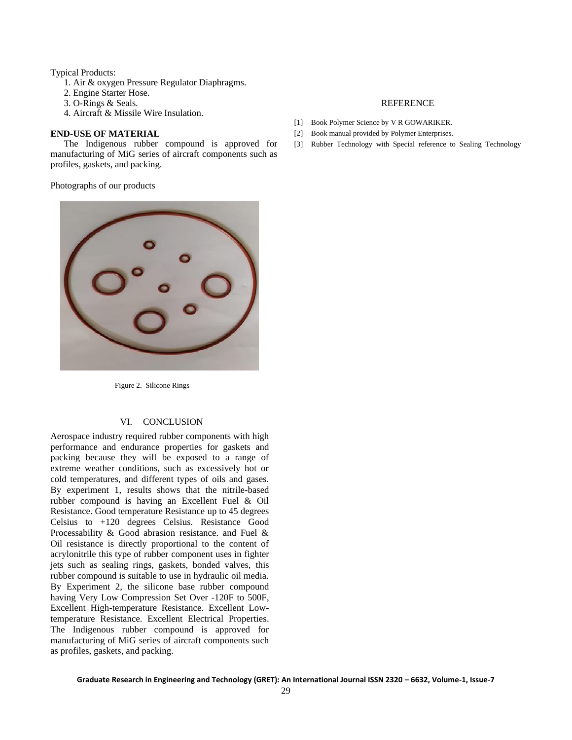Typical Products:

1. Air & oxygen Pressure Regulator Diaphragms.
2. Engine Starter Hose.
3. O-Rings & Seals.
4. Aircraft & Missile Wire Insulation.

**END-USE OF MATERIAL**

The Indigenous rubber compound is approved for manufacturing of MiG series of aircraft components such as profiles, gaskets, and packing.

Photographs of our products

Figure 2. Silicone Rings

## VI. CONCLUSION

Aerospace industry required rubber components with high performance and endurance properties for gaskets and packing because they will be exposed to a range of extreme weather conditions, such as excessively hot or cold temperatures, and different types of oils and gases. By experiment 1, results shows that the nitrile-based rubber compound is having an Excellent Fuel & Oil Resistance. Good temperature Resistance up to 45 degrees Celsius to +120 degrees Celsius. Resistance Good Processability & Good abrasion resistance. and Fuel & Oil resistance is directly proportional to the content of acrylonitrile this type of rubber component uses in fighter jets such as sealing rings, gaskets, bonded valves, this rubber compound is suitable to use in hydraulic oil media. By Experiment 2, the silicone base rubber compound having Very Low Compression Set Over -120F to 500F, Excellent High-temperature Resistance. Excellent Low-temperature Resistance. Excellent Electrical Properties. The Indigenous rubber compound is approved for manufacturing of MiG series of aircraft components such as profiles, gaskets, and packing.

## REFERENCE

[1] Book Polymer Science by V R GOWARIKER.

[2] Book manual provided by Polymer Enterprises.

[3] Rubber Technology with Special reference to Sealing Technology